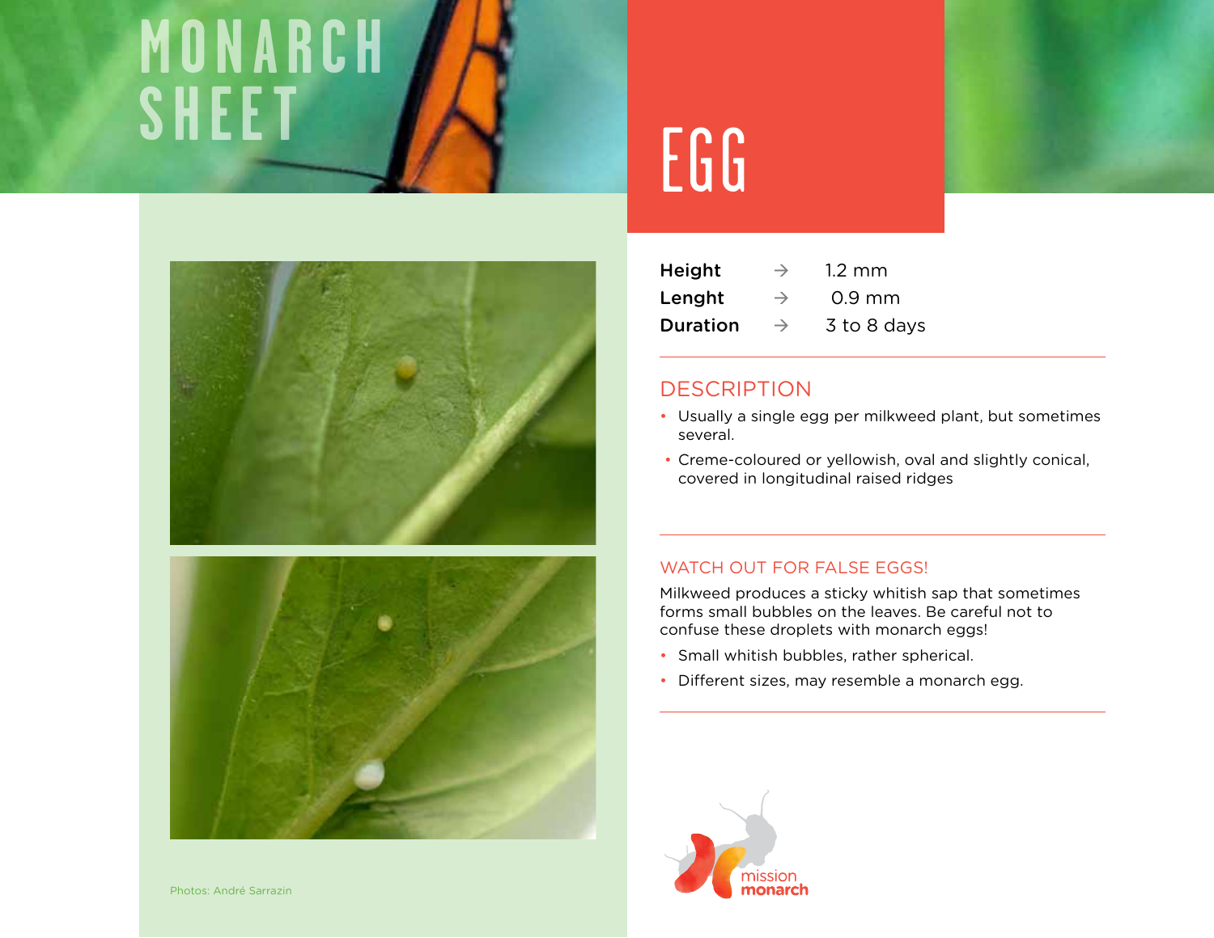# MONARCH SHEET

# EGG

| | | |
|---|---|---|
| **Height** | → | 1.2 mm |
| **Lenght** | → | 0.9 mm |
| **Duration** | → | 3 to 8 days |

## DESCRIPTION

- Usually a single egg per milkweed plant, but sometimes several.
- Creme-coloured or yellowish, oval and slightly conical, covered in longitudinal raised ridges

### WATCH OUT FOR FALSE EGGS!

Milkweed produces a sticky whitish sap that sometimes forms small bubbles on the leaves. Be careful not to confuse these droplets with monarch eggs!

- Small whitish bubbles, rather spherical.
- Different sizes, may resemble a monarch egg.

Photos: André Sarrazin

mission monarch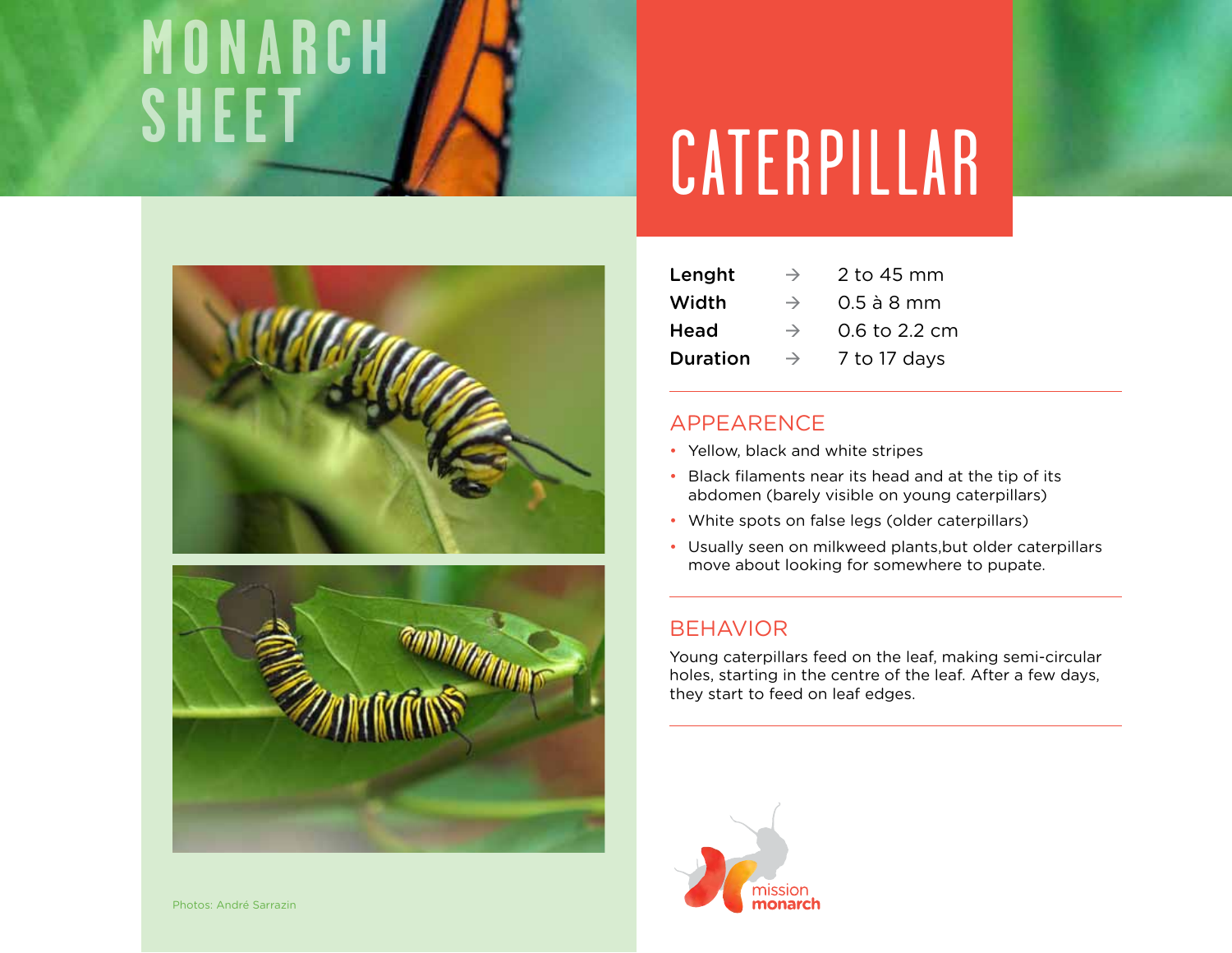# MONARCH SHEET

# CATERPILLAR

| | | |
|---|---|---|
| **Lenght** | → | 2 to 45 mm |
| **Width** | → | 0.5 à 8 mm |
| **Head** | → | 0.6 to 2.2 cm |
| **Duration** | → | 7 to 17 days |

## APPEARENCE

- Yellow, black and white stripes
- Black filaments near its head and at the tip of its abdomen (barely visible on young caterpillars)
- White spots on false legs (older caterpillars)
- Usually seen on milkweed plants,but older caterpillars move about looking for somewhere to pupate.

## BEHAVIOR

Young caterpillars feed on the leaf, making semi-circular holes, starting in the centre of the leaf. After a few days, they start to feed on leaf edges.

Photos: André Sarrazin

mission monarch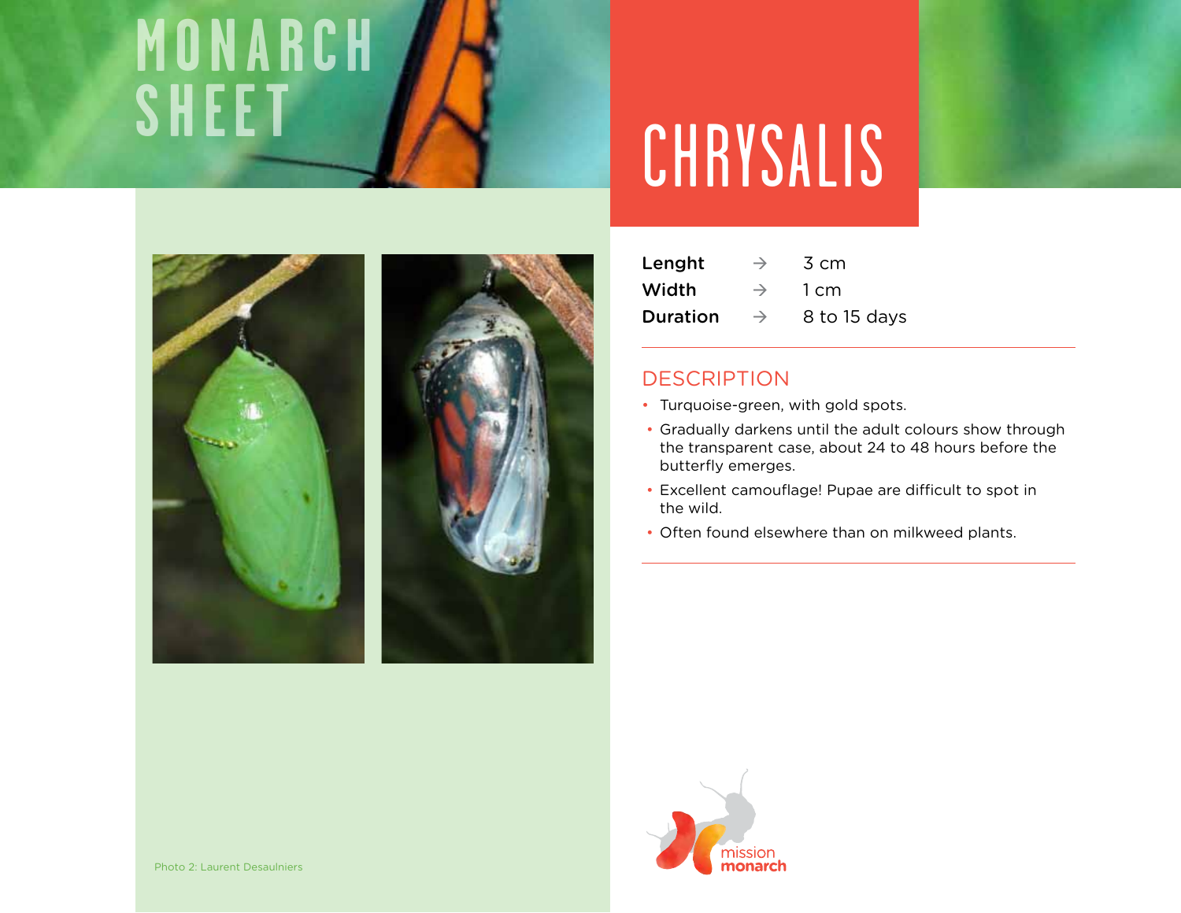# MONARCH SHEET

## CHRYSALIS

| | | |
|---|---|---|
| **Lenght** | → | 3 cm |
| **Width** | → | 1 cm |
| **Duration** | → | 8 to 15 days |

### DESCRIPTION

- Turquoise-green, with gold spots.
- Gradually darkens until the adult colours show through the transparent case, about 24 to 48 hours before the butterfly emerges.
- Excellent camouflage! Pupae are difficult to spot in the wild.
- Often found elsewhere than on milkweed plants.

Photo 2: Laurent Desaulniers

mission monarch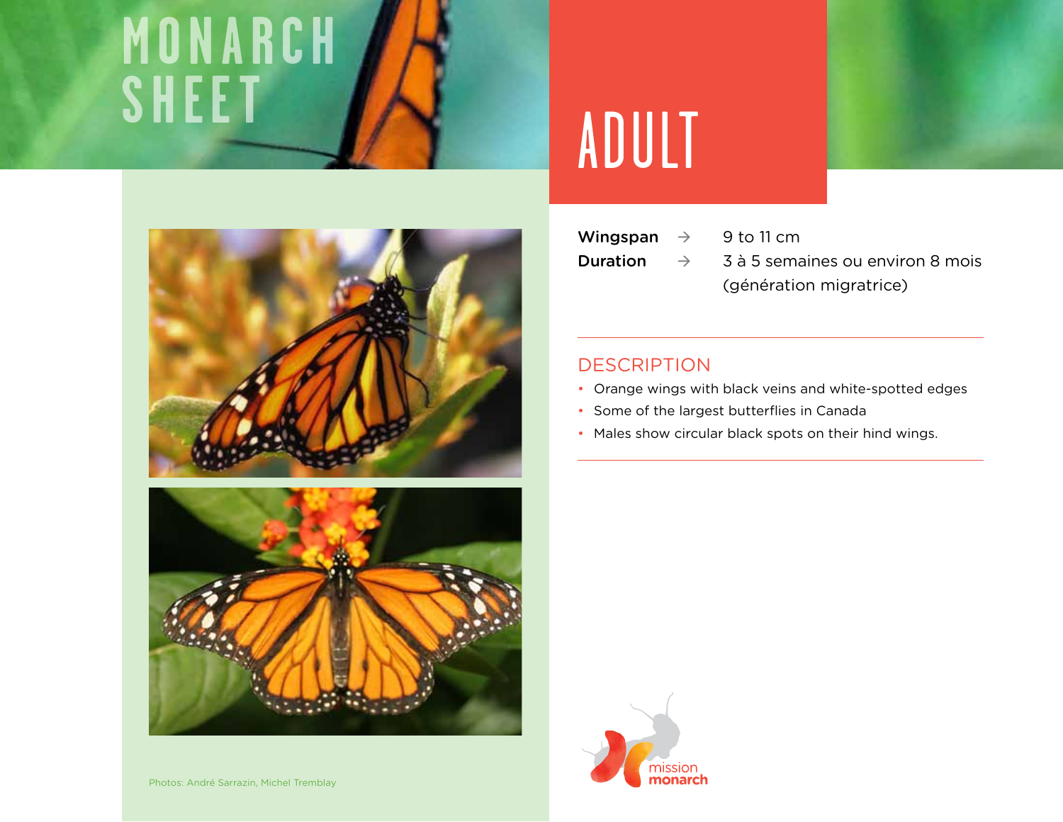# MONARCH SHEET

## ADULT

**Wingspan** → 9 to 11 cm

**Duration** → 3 à 5 semaines ou environ 8 mois (génération migratrice)

### DESCRIPTION

- Orange wings with black veins and white-spotted edges
- Some of the largest butterflies in Canada
- Males show circular black spots on their hind wings.

Photos: André Sarrazin, Michel Tremblay

mission monarch